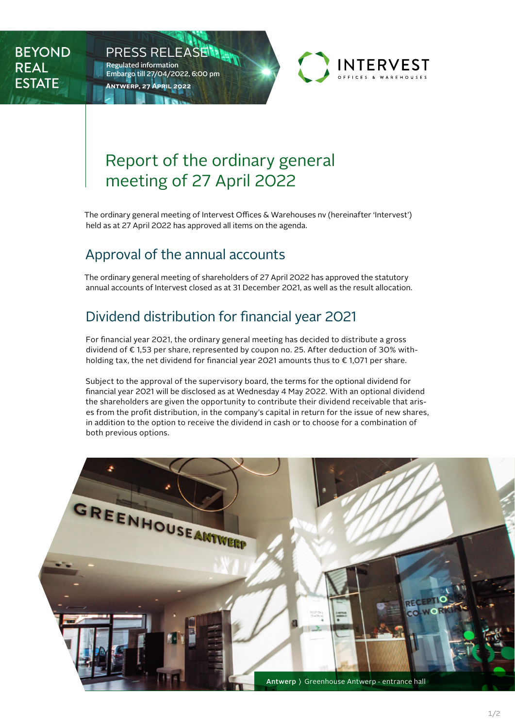BEYOND REAL ESTATE

PRESS RELEASE
Regulated information
Embargo till 27/04/2022, 6:00 pm
**Antwerp, 27 April 2022**

# Report of the ordinary general meeting of 27 April 2022

The ordinary general meeting of Intervest Offices & Warehouses nv (hereinafter 'Intervest') held as at 27 April 2022 has approved all items on the agenda.

## Approval of the annual accounts

The ordinary general meeting of shareholders of 27 April 2022 has approved the statutory annual accounts of Intervest closed as at 31 December 2021, as well as the result allocation.

## Dividend distribution for financial year 2021

For financial year 2021, the ordinary general meeting has decided to distribute a gross dividend of € 1,53 per share, represented by coupon no. 25. After deduction of 30% withholding tax, the net dividend for financial year 2021 amounts thus to € 1,071 per share.

Subject to the approval of the supervisory board, the terms for the optional dividend for financial year 2021 will be disclosed as at Wednesday 4 May 2022. With an optional dividend the shareholders are given the opportunity to contribute their dividend receivable that arises from the profit distribution, in the company's capital in return for the issue of new shares, in addition to the option to receive the dividend in cash or to choose for a combination of both previous options.

**Antwerp** 〉 Greenhouse Antwerp - entrance hall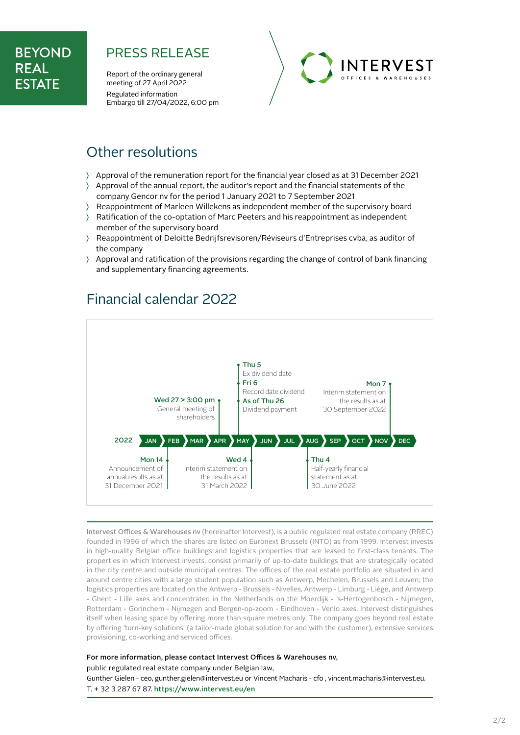BEYOND REAL ESTATE

PRESS RELEASE

Report of the ordinary general meeting of 27 April 2022

Regulated information
Embargo till 27/04/2022, 6:00 pm

INTERVEST
OFFICES & WAREHOUSES

## Other resolutions

- Approval of the remuneration report for the financial year closed as at 31 December 2021
- Approval of the annual report, the auditor's report and the financial statements of the company Gencor nv for the period 1 January 2021 to 7 September 2021
- Reappointment of Marleen Willekens as independent member of the supervisory board
- Ratification of the co-optation of Marc Peeters and his reappointment as independent member of the supervisory board
- Reappointment of Deloitte Bedrijfsrevisoren/Réviseurs d'Entreprises cvba, as auditor of the company
- Approval and ratification of the provisions regarding the change of control of bank financing and supplementary financing agreements.

## Financial calendar 2022

2022 JAN FEB MAR APR MAY JUN JUL AUG SEP OCT NOV DEC

**Mon 14** Announcement of annual results as at 31 December 2021

**Wed 27 > 3:00 pm** General meeting of shareholders

**Wed 4** Interim statement on the results as at 31 March 2022

**Thu 5** Ex dividend date

**Fri 6** Record date dividend

**As of Thu 26** Dividend payment

**Thu 4** Half-yearly financial statement as at 30 June 2022

**Mon 7** Interim statement on the results as at 30 September 2022

---

**Intervest Offices & Warehouses nv** (hereinafter Intervest), is a public regulated real estate company (RREC) founded in 1996 of which the shares are listed on Euronext Brussels (INTO) as from 1999. Intervest invests in high-quality Belgian office buildings and logistics properties that are leased to first-class tenants. The properties in which Intervest invests, consist primarily of up-to-date buildings that are strategically located in the city centre and outside municipal centres. The offices of the real estate portfolio are situated in and around centre cities with a large student population such as Antwerp, Mechelen, Brussels and Leuven; the logistics properties are located on the Antwerp - Brussels - Nivelles, Antwerp - Limburg - Liège, and Antwerp - Ghent - Lille axes and concentrated in the Netherlands on the Moerdijk - 's-Hertogenbosch - Nijmegen, Rotterdam - Gorinchem - Nijmegen and Bergen-op-zoom - Eindhoven - Venlo axes. Intervest distinguishes itself when leasing space by offering more than square metres only. The company goes beyond real estate by offering 'turn-key solutions' (a tailor-made global solution for and with the customer), extensive services provisioning, co-working and serviced offices.

**For more information, please contact Intervest Offices & Warehouses nv,**
public regulated real estate company under Belgian law,
Gunther Gielen - ceo, gunther.gielen@intervest.eu or Vincent Macharis - cfo , vincent.macharis@intervest.eu.
T. + 32 3 287 67 87. https://www.intervest.eu/en